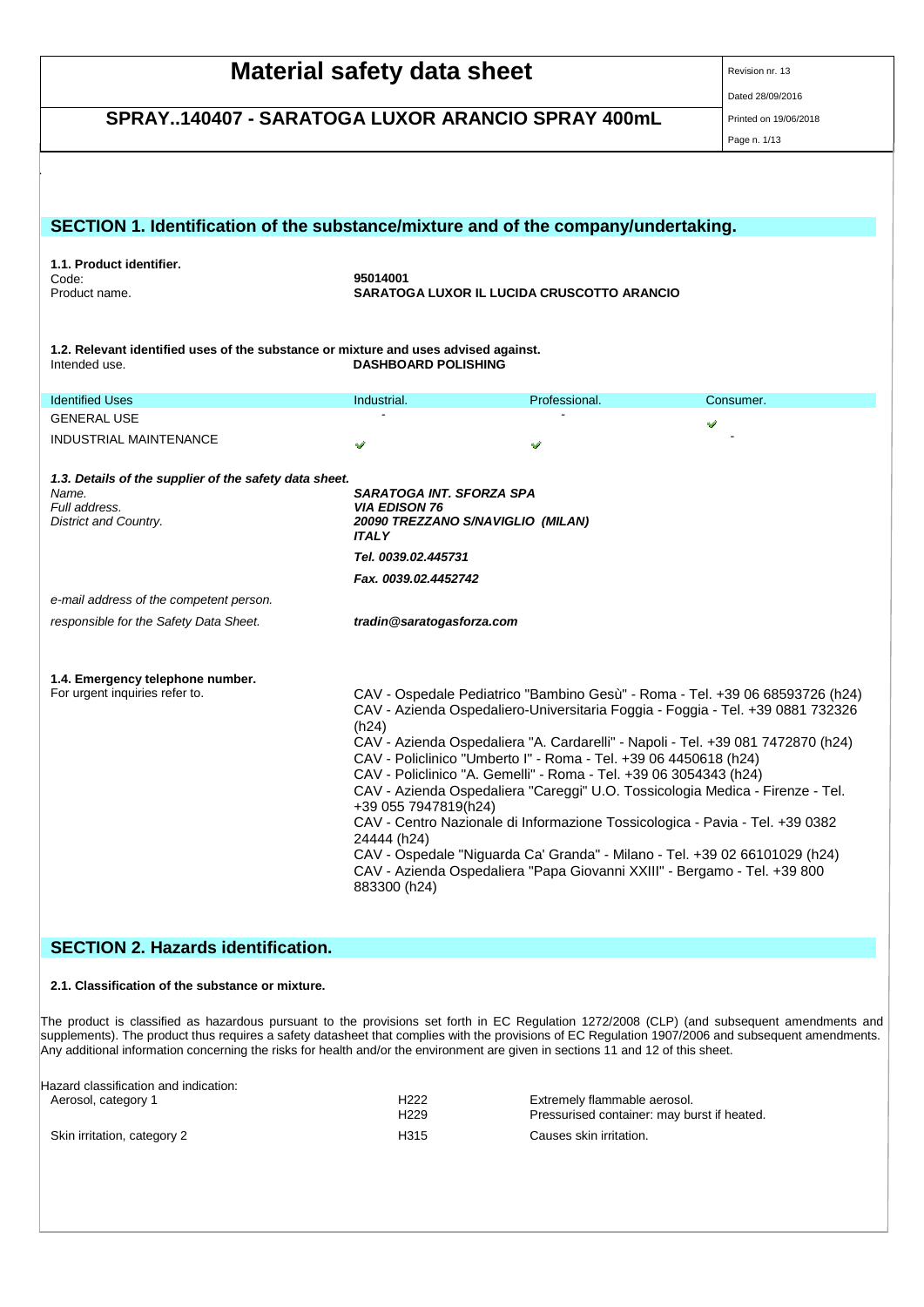# Material safety data sheet

## SPRAY..140407 - SARATOGA LUXOR ARANCIO SPRAY 400mL

Revision nr. 13
Dated 28/09/2016
Printed on 19/06/2018

## SECTION 1. Identification of the substance/mixture and of the company/undertaking.

**1.1. Product identifier.**

| | |
|---|---|
| Code: | **95014001** |
| Product name. | **SARATOGA LUXOR IL LUCIDA CRUSCOTTO ARANCIO** |

**1.2. Relevant identified uses of the substance or mixture and uses advised against.**

Intended use. **DASHBOARD POLISHING**

| Identified Uses | Industrial. | Professional. | Consumer. |
|---|---|---|---|
| GENERAL USE | - | - | ✔ |
| INDUSTRIAL MAINTENANCE | ✔ | ✔ | - |

***1.3. Details of the supplier of the safety data sheet.***

| | |
|---|---|
| *Name.* | ***SARATOGA INT. SFORZA SPA*** |
| *Full address.* | ***VIA EDISON 76*** |
| *District and Country.* | ***20090 TREZZANO S/NAVIGLIO (MILAN)*** ***ITALY*** |
| | ***Tel. 0039.02.445731*** |
| | ***Fax. 0039.02.4452742*** |
| *e-mail address of the competent person.* | |
| *responsible for the Safety Data Sheet.* | ***tradin@saratogasforza.com*** |

**1.4. Emergency telephone number.**

For urgent inquiries refer to.

CAV - Ospedale Pediatrico "Bambino Gesù" - Roma - Tel. +39 06 68593726 (h24)
CAV - Azienda Ospedaliero-Universitaria Foggia - Foggia - Tel. +39 0881 732326 (h24)
CAV - Azienda Ospedaliera "A. Cardarelli" - Napoli - Tel. +39 081 7472870 (h24)
CAV - Policlinico "Umberto I" - Roma - Tel. +39 06 4450618 (h24)
CAV - Policlinico "A. Gemelli" - Roma - Tel. +39 06 3054343 (h24)
CAV - Azienda Ospedaliera "Careggi" U.O. Tossicologia Medica - Firenze - Tel. +39 055 7947819(h24)
CAV - Centro Nazionale di Informazione Tossicologica - Pavia - Tel. +39 0382 24444 (h24)
CAV - Ospedale "Niguarda Ca' Granda" - Milano - Tel. +39 02 66101029 (h24)
CAV - Azienda Ospedaliera "Papa Giovanni XXIII" - Bergamo - Tel. +39 800 883300 (h24)

## SECTION 2. Hazards identification.

**2.1. Classification of the substance or mixture.**

The product is classified as hazardous pursuant to the provisions set forth in EC Regulation 1272/2008 (CLP) (and subsequent amendments and supplements). The product thus requires a safety datasheet that complies with the provisions of EC Regulation 1907/2006 and subsequent amendments. Any additional information concerning the risks for health and/or the environment are given in sections 11 and 12 of this sheet.

Hazard classification and indication:

| | | |
|---|---|---|
| Aerosol, category 1 | H222 | Extremely flammable aerosol. |
| | H229 | Pressurised container: may burst if heated. |
| Skin irritation, category 2 | H315 | Causes skin irritation. |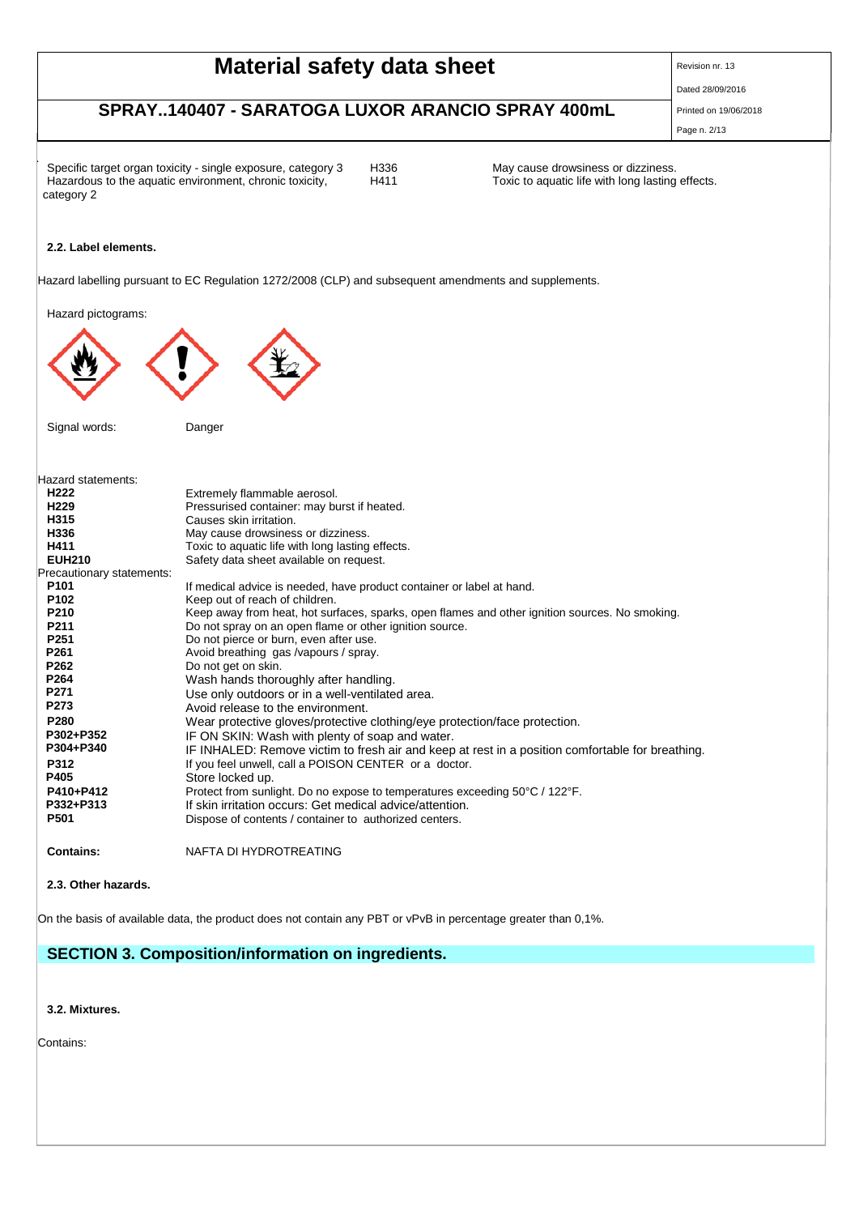| | | |
|---|---|---|
| Specific target organ toxicity - single exposure, category 3 | H336 | May cause drowsiness or dizziness. |
| Hazardous to the aquatic environment, chronic toxicity, category 2 | H411 | Toxic to aquatic life with long lasting effects. |

### 2.2. Label elements.

Hazard labelling pursuant to EC Regulation 1272/2008 (CLP) and subsequent amendments and supplements.

Hazard pictograms:

Signal words: Danger

Hazard statements:

| | |
|---|---|
| **H222** | Extremely flammable aerosol. |
| **H229** | Pressurised container: may burst if heated. |
| **H315** | Causes skin irritation. |
| **H336** | May cause drowsiness or dizziness. |
| **H411** | Toxic to aquatic life with long lasting effects. |
| **EUH210** | Safety data sheet available on request. |

Precautionary statements:

| | |
|---|---|
| **P101** | If medical advice is needed, have product container or label at hand. |
| **P102** | Keep out of reach of children. |
| **P210** | Keep away from heat, hot surfaces, sparks, open flames and other ignition sources. No smoking. |
| **P211** | Do not spray on an open flame or other ignition source. |
| **P251** | Do not pierce or burn, even after use. |
| **P261** | Avoid breathing gas /vapours / spray. |
| **P262** | Do not get on skin. |
| **P264** | Wash hands thoroughly after handling. |
| **P271** | Use only outdoors or in a well-ventilated area. |
| **P273** | Avoid release to the environment. |
| **P280** | Wear protective gloves/protective clothing/eye protection/face protection. |
| **P302+P352** | IF ON SKIN: Wash with plenty of soap and water. |
| **P304+P340** | IF INHALED: Remove victim to fresh air and keep at rest in a position comfortable for breathing. |
| **P312** | If you feel unwell, call a POISON CENTER or a doctor. |
| **P405** | Store locked up. |
| **P410+P412** | Protect from sunlight. Do no expose to temperatures exceeding 50°C / 122°F. |
| **P332+P313** | If skin irritation occurs: Get medical advice/attention. |
| **P501** | Dispose of contents / container to authorized centers. |

**Contains:** NAFTA DI HYDROTREATING

### 2.3. Other hazards.

On the basis of available data, the product does not contain any PBT or vPvB in percentage greater than 0,1%.

## SECTION 3. Composition/information on ingredients.

### 3.2. Mixtures.

Contains: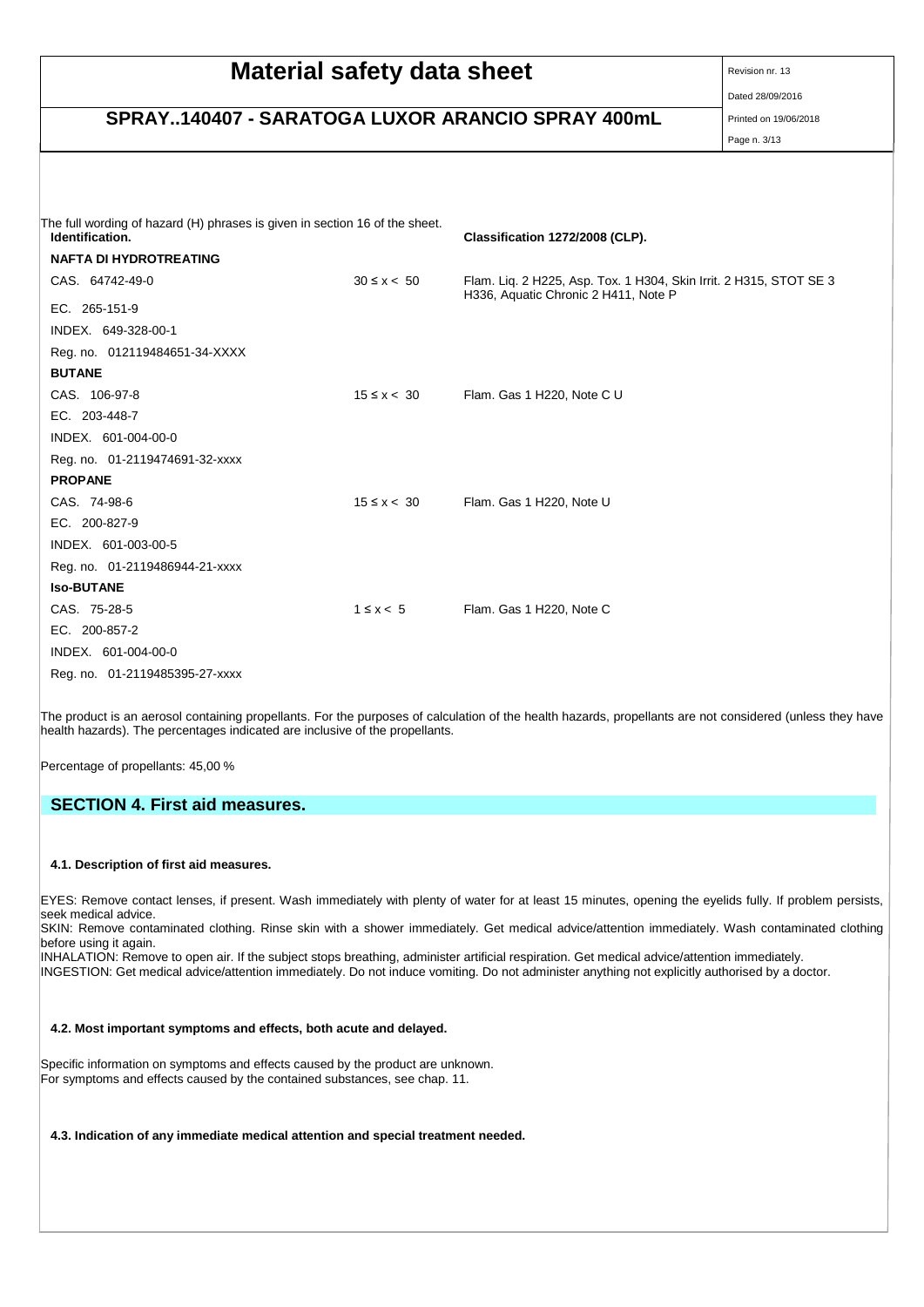The full wording of hazard (H) phrases is given in section 16 of the sheet.

| Identification. | | Classification 1272/2008 (CLP). |
|---|---|---|
| **NAFTA DI HYDROTREATING** | | |
| CAS. 64742-49-0 | 30 ≤ x < 50 | Flam. Liq. 2 H225, Asp. Tox. 1 H304, Skin Irrit. 2 H315, STOT SE 3 H336, Aquatic Chronic 2 H411, Note P |
| EC. 265-151-9 | | |
| INDEX. 649-328-00-1 | | |
| Reg. no. 012119484651-34-XXXX | | |
| **BUTANE** | | |
| CAS. 106-97-8 | 15 ≤ x < 30 | Flam. Gas 1 H220, Note C U |
| EC. 203-448-7 | | |
| INDEX. 601-004-00-0 | | |
| Reg. no. 01-2119474691-32-xxxx | | |
| **PROPANE** | | |
| CAS. 74-98-6 | 15 ≤ x < 30 | Flam. Gas 1 H220, Note U |
| EC. 200-827-9 | | |
| INDEX. 601-003-00-5 | | |
| Reg. no. 01-2119486944-21-xxxx | | |
| **Iso-BUTANE** | | |
| CAS. 75-28-5 | 1 ≤ x < 5 | Flam. Gas 1 H220, Note C |
| EC. 200-857-2 | | |
| INDEX. 601-004-00-0 | | |
| Reg. no. 01-2119485395-27-xxxx | | |

The product is an aerosol containing propellants. For the purposes of calculation of the health hazards, propellants are not considered (unless they have health hazards). The percentages indicated are inclusive of the propellants.

Percentage of propellants: 45,00 %

## SECTION 4. First aid measures.

### 4.1. Description of first aid measures.

EYES: Remove contact lenses, if present. Wash immediately with plenty of water for at least 15 minutes, opening the eyelids fully. If problem persists, seek medical advice.
SKIN: Remove contaminated clothing. Rinse skin with a shower immediately. Get medical advice/attention immediately. Wash contaminated clothing before using it again.
INHALATION: Remove to open air. If the subject stops breathing, administer artificial respiration. Get medical advice/attention immediately.
INGESTION: Get medical advice/attention immediately. Do not induce vomiting. Do not administer anything not explicitly authorised by a doctor.

### 4.2. Most important symptoms and effects, both acute and delayed.

Specific information on symptoms and effects caused by the product are unknown.
For symptoms and effects caused by the contained substances, see chap. 11.

### 4.3. Indication of any immediate medical attention and special treatment needed.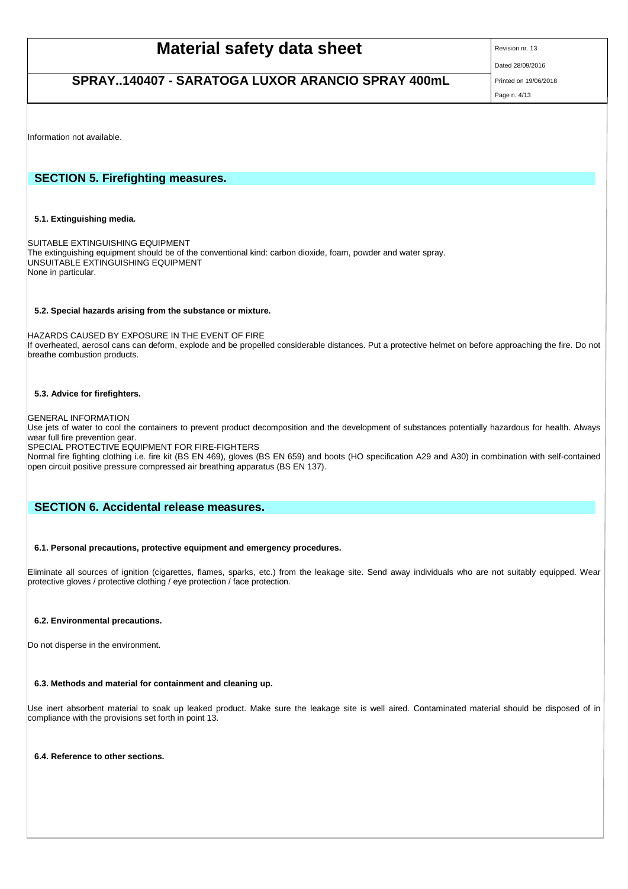Information not available.

## SECTION 5. Firefighting measures.

### 5.1. Extinguishing media.

SUITABLE EXTINGUISHING EQUIPMENT
The extinguishing equipment should be of the conventional kind: carbon dioxide, foam, powder and water spray.
UNSUITABLE EXTINGUISHING EQUIPMENT
None in particular.

### 5.2. Special hazards arising from the substance or mixture.

HAZARDS CAUSED BY EXPOSURE IN THE EVENT OF FIRE
If overheated, aerosol cans can deform, explode and be propelled considerable distances. Put a protective helmet on before approaching the fire. Do not breathe combustion products.

### 5.3. Advice for firefighters.

GENERAL INFORMATION
Use jets of water to cool the containers to prevent product decomposition and the development of substances potentially hazardous for health. Always wear full fire prevention gear.
SPECIAL PROTECTIVE EQUIPMENT FOR FIRE-FIGHTERS
Normal fire fighting clothing i.e. fire kit (BS EN 469), gloves (BS EN 659) and boots (HO specification A29 and A30) in combination with self-contained open circuit positive pressure compressed air breathing apparatus (BS EN 137).

## SECTION 6. Accidental release measures.

### 6.1. Personal precautions, protective equipment and emergency procedures.

Eliminate all sources of ignition (cigarettes, flames, sparks, etc.) from the leakage site. Send away individuals who are not suitably equipped. Wear protective gloves / protective clothing / eye protection / face protection.

### 6.2. Environmental precautions.

Do not disperse in the environment.

### 6.3. Methods and material for containment and cleaning up.

Use inert absorbent material to soak up leaked product. Make sure the leakage site is well aired. Contaminated material should be disposed of in compliance with the provisions set forth in point 13.

### 6.4. Reference to other sections.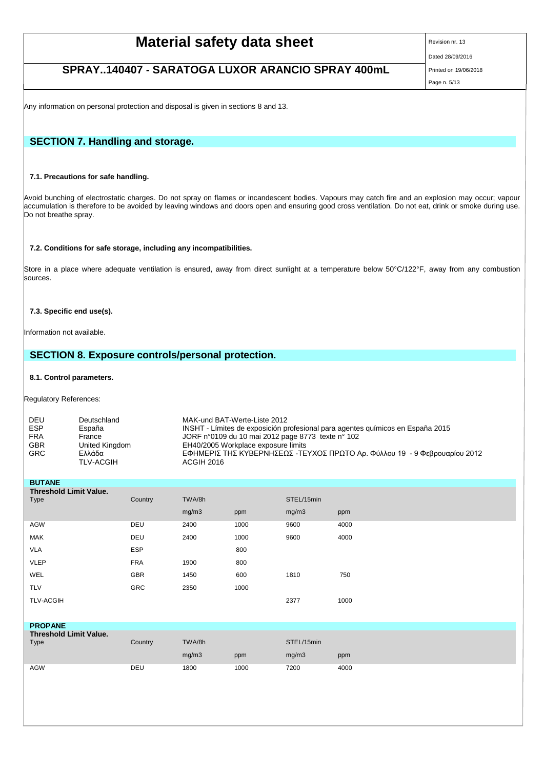Any information on personal protection and disposal is given in sections 8 and 13.

## SECTION 7. Handling and storage.

### 7.1. Precautions for safe handling.

Avoid bunching of electrostatic charges. Do not spray on flames or incandescent bodies. Vapours may catch fire and an explosion may occur; vapour accumulation is therefore to be avoided by leaving windows and doors open and ensuring good cross ventilation. Do not eat, drink or smoke during use. Do not breathe spray.

### 7.2. Conditions for safe storage, including any incompatibilities.

Store in a place where adequate ventilation is ensured, away from direct sunlight at a temperature below 50°C/122°F, away from any combustion sources.

### 7.3. Specific end use(s).

Information not available.

## SECTION 8. Exposure controls/personal protection.

### 8.1. Control parameters.

Regulatory References:

| | | |
|---|---|---|
| DEU | Deutschland | MAK-und BAT-Werte-Liste 2012 |
| ESP | España | INSHT - Límites de exposición profesional para agentes químicos en España 2015 |
| FRA | France | JORF n°0109 du 10 mai 2012 page 8773 texte n° 102 |
| GBR | United Kingdom | EH40/2005 Workplace exposure limits |
| GRC | Ελλάδα | ΕΦΗΜΕΡΙΣ ΤΗΣ ΚΥΒΕΡΝΗΣΕΩΣ -ΤΕΥΧΟΣ ΠΡΩΤΟ Αρ. Φύλλου 19 - 9 Φεβρουαρίου 2012 |
| | TLV-ACGIH | ACGIH 2016 |

**BUTANE**

**Threshold Limit Value.**

| Type | Country | TWA/8h | | STEL/15min | |
|---|---|---|---|---|---|
| | | mg/m3 | ppm | mg/m3 | ppm |
| AGW | DEU | 2400 | 1000 | 9600 | 4000 |
| MAK | DEU | 2400 | 1000 | 9600 | 4000 |
| VLA | ESP | | 800 | | |
| VLEP | FRA | 1900 | 800 | | |
| WEL | GBR | 1450 | 600 | 1810 | 750 |
| TLV | GRC | 2350 | 1000 | | |
| TLV-ACGIH | | | | 2377 | 1000 |

**PROPANE**

**Threshold Limit Value.**

| Type | Country | TWA/8h | | STEL/15min | |
|---|---|---|---|---|---|
| | | mg/m3 | ppm | mg/m3 | ppm |
| AGW | DEU | 1800 | 1000 | 7200 | 4000 |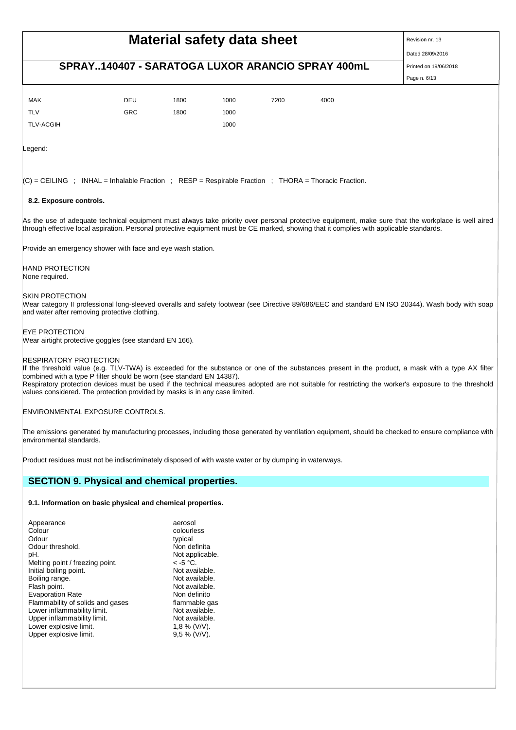| | | | | | |
|---|---|---|---|---|---|
| MAK | DEU | 1800 | 1000 | 7200 | 4000 |
| TLV | GRC | 1800 | 1000 | | |
| TLV-ACGIH | | | 1000 | | |

Legend:

(C) = CEILING ; INHAL = Inhalable Fraction ; RESP = Respirable Fraction ; THORA = Thoracic Fraction.

**8.2. Exposure controls.**

As the use of adequate technical equipment must always take priority over personal protective equipment, make sure that the workplace is well aired through effective local aspiration. Personal protective equipment must be CE marked, showing that it complies with applicable standards.

Provide an emergency shower with face and eye wash station.

HAND PROTECTION
None required.

SKIN PROTECTION
Wear category II professional long-sleeved overalls and safety footwear (see Directive 89/686/EEC and standard EN ISO 20344). Wash body with soap and water after removing protective clothing.

EYE PROTECTION
Wear airtight protective goggles (see standard EN 166).

RESPIRATORY PROTECTION
If the threshold value (e.g. TLV-TWA) is exceeded for the substance or one of the substances present in the product, a mask with a type AX filter combined with a type P filter should be worn (see standard EN 14387).
Respiratory protection devices must be used if the technical measures adopted are not suitable for restricting the worker's exposure to the threshold values considered. The protection provided by masks is in any case limited.

ENVIRONMENTAL EXPOSURE CONTROLS.

The emissions generated by manufacturing processes, including those generated by ventilation equipment, should be checked to ensure compliance with environmental standards.

Product residues must not be indiscriminately disposed of with waste water or by dumping in waterways.

## SECTION 9. Physical and chemical properties.

**9.1. Information on basic physical and chemical properties.**

| | |
|---|---|
| Appearance | aerosol |
| Colour | colourless |
| Odour | typical |
| Odour threshold. | Non definita |
| pH. | Not applicable. |
| Melting point / freezing point. | < -5 °C. |
| Initial boiling point. | Not available. |
| Boiling range. | Not available. |
| Flash point. | Not available. |
| Evaporation Rate | Non definito |
| Flammability of solids and gases | flammable gas |
| Lower inflammability limit. | Not available. |
| Upper inflammability limit. | Not available. |
| Lower explosive limit. | 1,8 % (V/V). |
| Upper explosive limit. | 9,5 % (V/V). |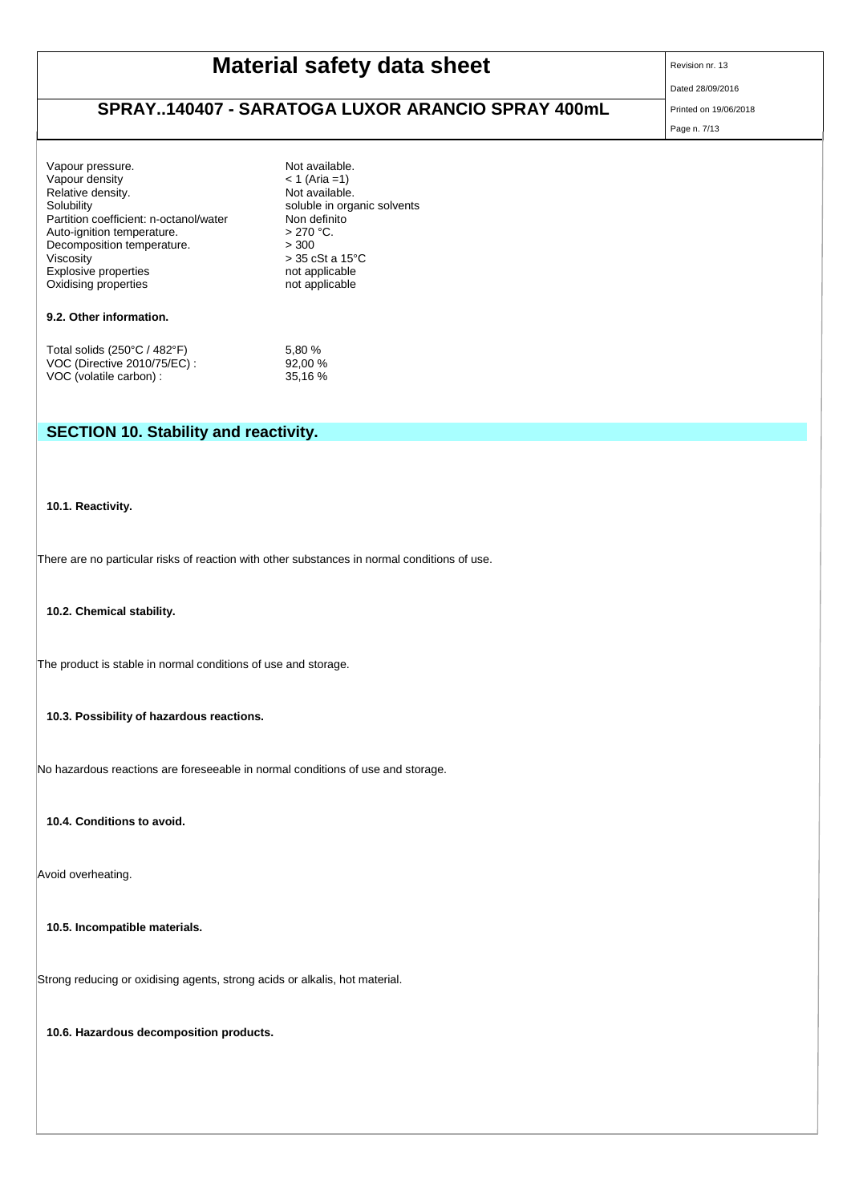| | |
|---|---|
| Vapour pressure. | Not available. |
| Vapour density | < 1 (Aria =1) |
| Relative density. | Not available. |
| Solubility | soluble in organic solvents |
| Partition coefficient: n-octanol/water | Non definito |
| Auto-ignition temperature. | > 270 °C. |
| Decomposition temperature. | > 300 |
| Viscosity | > 35 cSt a 15°C |
| Explosive properties | not applicable |
| Oxidising properties | not applicable |

**9.2. Other information.**

| | |
|---|---|
| Total solids (250°C / 482°F) | 5,80 % |
| VOC (Directive 2010/75/EC) : | 92,00 % |
| VOC (volatile carbon) : | 35,16 % |

## SECTION 10. Stability and reactivity.

**10.1. Reactivity.**

There are no particular risks of reaction with other substances in normal conditions of use.

**10.2. Chemical stability.**

The product is stable in normal conditions of use and storage.

**10.3. Possibility of hazardous reactions.**

No hazardous reactions are foreseeable in normal conditions of use and storage.

**10.4. Conditions to avoid.**

Avoid overheating.

**10.5. Incompatible materials.**

Strong reducing or oxidising agents, strong acids or alkalis, hot material.

**10.6. Hazardous decomposition products.**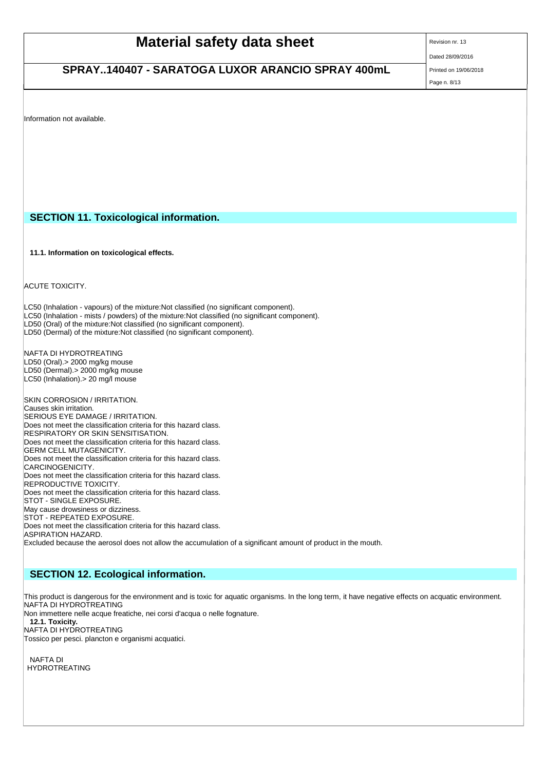Information not available.

## SECTION 11. Toxicological information.

### 11.1. Information on toxicological effects.

ACUTE TOXICITY.

LC50 (Inhalation - vapours) of the mixture:Not classified (no significant component).
LC50 (Inhalation - mists / powders) of the mixture:Not classified (no significant component).
LD50 (Oral) of the mixture:Not classified (no significant component).
LD50 (Dermal) of the mixture:Not classified (no significant component).

NAFTA DI HYDROTREATING
LD50 (Oral).> 2000 mg/kg mouse
LD50 (Dermal).> 2000 mg/kg mouse
LC50 (Inhalation).> 20 mg/l mouse

SKIN CORROSION / IRRITATION.
Causes skin irritation.
SERIOUS EYE DAMAGE / IRRITATION.
Does not meet the classification criteria for this hazard class.
RESPIRATORY OR SKIN SENSITISATION.
Does not meet the classification criteria for this hazard class.
GERM CELL MUTAGENICITY.
Does not meet the classification criteria for this hazard class.
CARCINOGENICITY.
Does not meet the classification criteria for this hazard class.
REPRODUCTIVE TOXICITY.
Does not meet the classification criteria for this hazard class.
STOT - SINGLE EXPOSURE.
May cause drowsiness or dizziness.
STOT - REPEATED EXPOSURE.
Does not meet the classification criteria for this hazard class.
ASPIRATION HAZARD.
Excluded because the aerosol does not allow the accumulation of a significant amount of product in the mouth.

## SECTION 12. Ecological information.

This product is dangerous for the environment and is toxic for aquatic organisms. In the long term, it have negative effects on acquatic environment.
NAFTA DI HYDROTREATING
Non immettere nelle acque freatiche, nei corsi d'acqua o nelle fognature.

### 12.1. Toxicity.

NAFTA DI HYDROTREATING
Tossico per pesci. plancton e organismi acquatici.

NAFTA DI
HYDROTREATING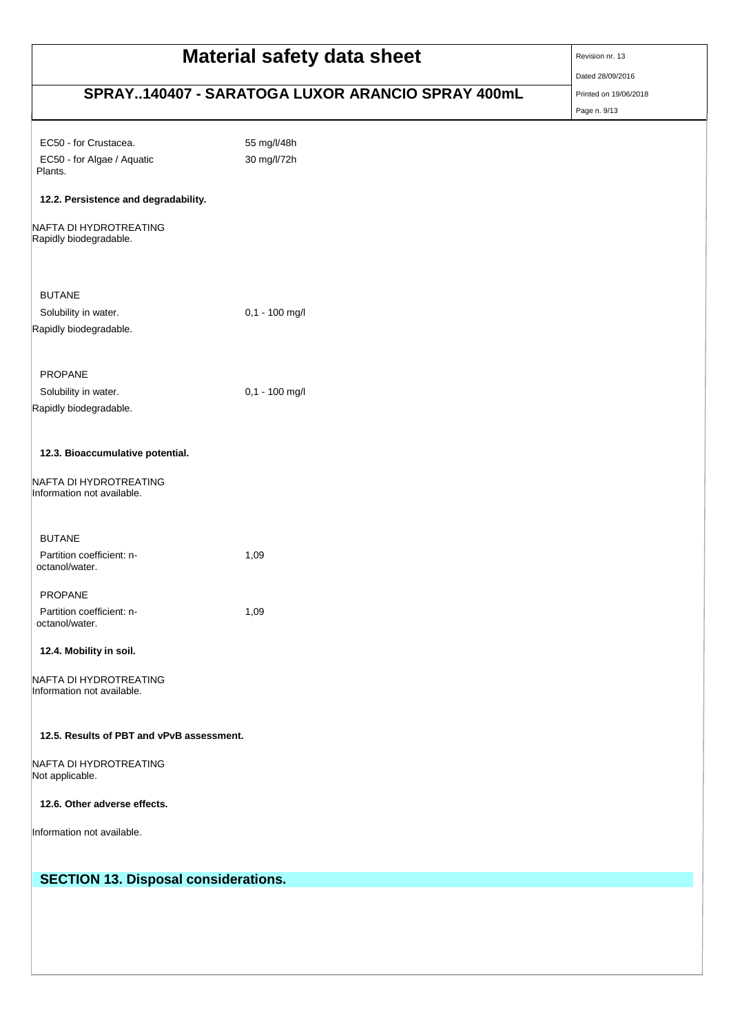| | |
|---|---|
| EC50 - for Crustacea. | 55 mg/l/48h |
| EC50 - for Algae / Aquatic Plants. | 30 mg/l/72h |

**12.2. Persistence and degradability.**

NAFTA DI HYDROTREATING
Rapidly biodegradable.

BUTANE

| | |
|---|---|
| Solubility in water. | 0,1 - 100 mg/l |

Rapidly biodegradable.

PROPANE

| | |
|---|---|
| Solubility in water. | 0,1 - 100 mg/l |

Rapidly biodegradable.

**12.3. Bioaccumulative potential.**

NAFTA DI HYDROTREATING
Information not available.

BUTANE

| | |
|---|---|
| Partition coefficient: n-octanol/water. | 1,09 |

PROPANE

| | |
|---|---|
| Partition coefficient: n-octanol/water. | 1,09 |

**12.4. Mobility in soil.**

NAFTA DI HYDROTREATING
Information not available.

**12.5. Results of PBT and vPvB assessment.**

NAFTA DI HYDROTREATING
Not applicable.

**12.6. Other adverse effects.**

Information not available.

## SECTION 13. Disposal considerations.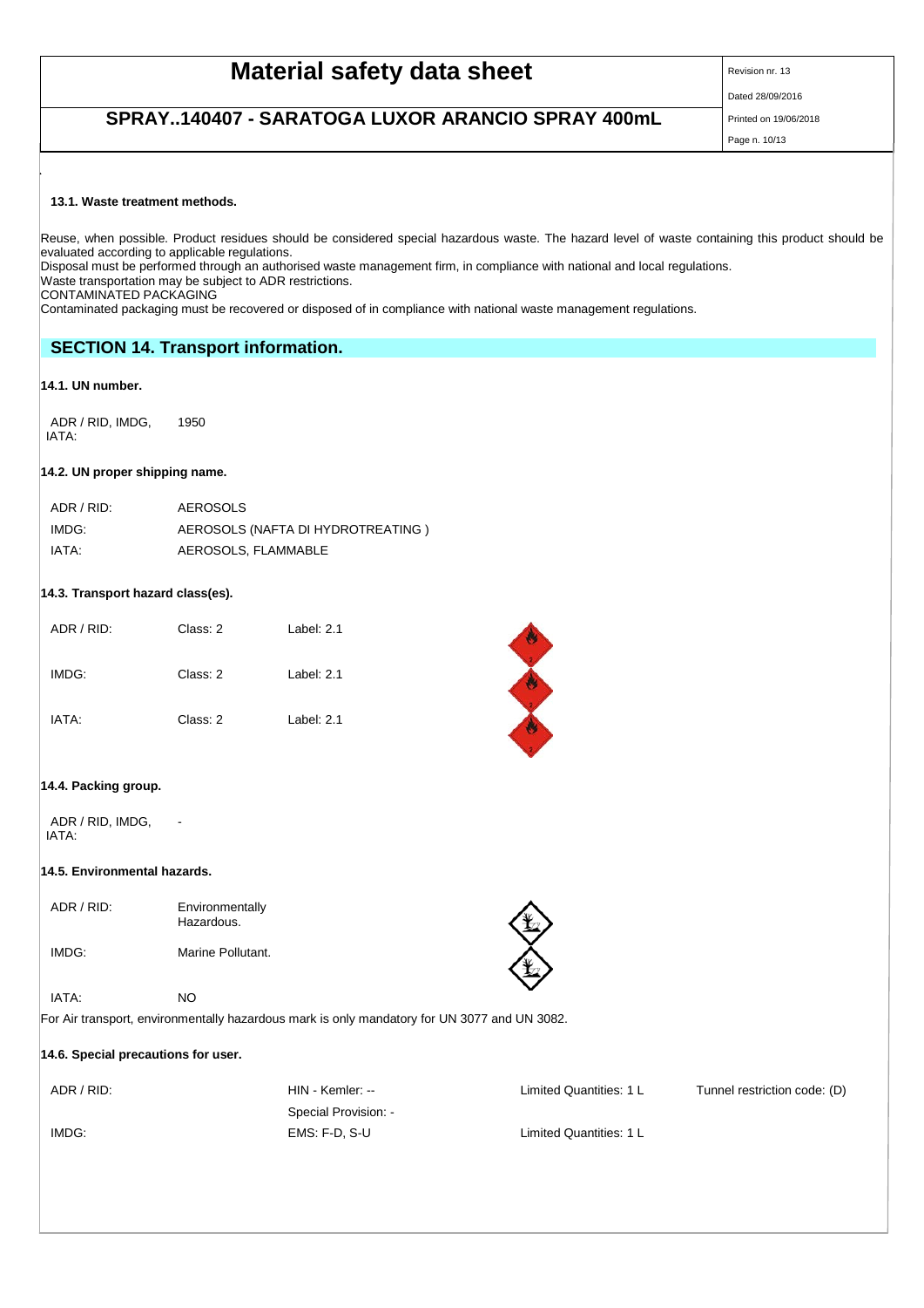### 13.1. Waste treatment methods.

Reuse, when possible. Product residues should be considered special hazardous waste. The hazard level of waste containing this product should be evaluated according to applicable regulations.
Disposal must be performed through an authorised waste management firm, in compliance with national and local regulations.
Waste transportation may be subject to ADR restrictions.
CONTAMINATED PACKAGING
Contaminated packaging must be recovered or disposed of in compliance with national waste management regulations.

## SECTION 14. Transport information.

### 14.1. UN number.

ADR / RID, IMDG, IATA: 1950

### 14.2. UN proper shipping name.

| | |
|---|---|
| ADR / RID: | AEROSOLS |
| IMDG: | AEROSOLS (NAFTA DI HYDROTREATING ) |
| IATA: | AEROSOLS, FLAMMABLE |

### 14.3. Transport hazard class(es).

| | | |
|---|---|---|
| ADR / RID: | Class: 2 | Label: 2.1 |
| IMDG: | Class: 2 | Label: 2.1 |
| IATA: | Class: 2 | Label: 2.1 |

### 14.4. Packing group.

ADR / RID, IMDG, IATA: -

### 14.5. Environmental hazards.

| | |
|---|---|
| ADR / RID: | Environmentally Hazardous. |
| IMDG: | Marine Pollutant. |
| IATA: | NO |

For Air transport, environmentally hazardous mark is only mandatory for UN 3077 and UN 3082.

### 14.6. Special precautions for user.

| | | | |
|---|---|---|---|
| ADR / RID: | HIN - Kemler: -- | Limited Quantities: 1 L | Tunnel restriction code: (D) |
| | Special Provision: - | | |
| IMDG: | EMS: F-D, S-U | Limited Quantities: 1 L | |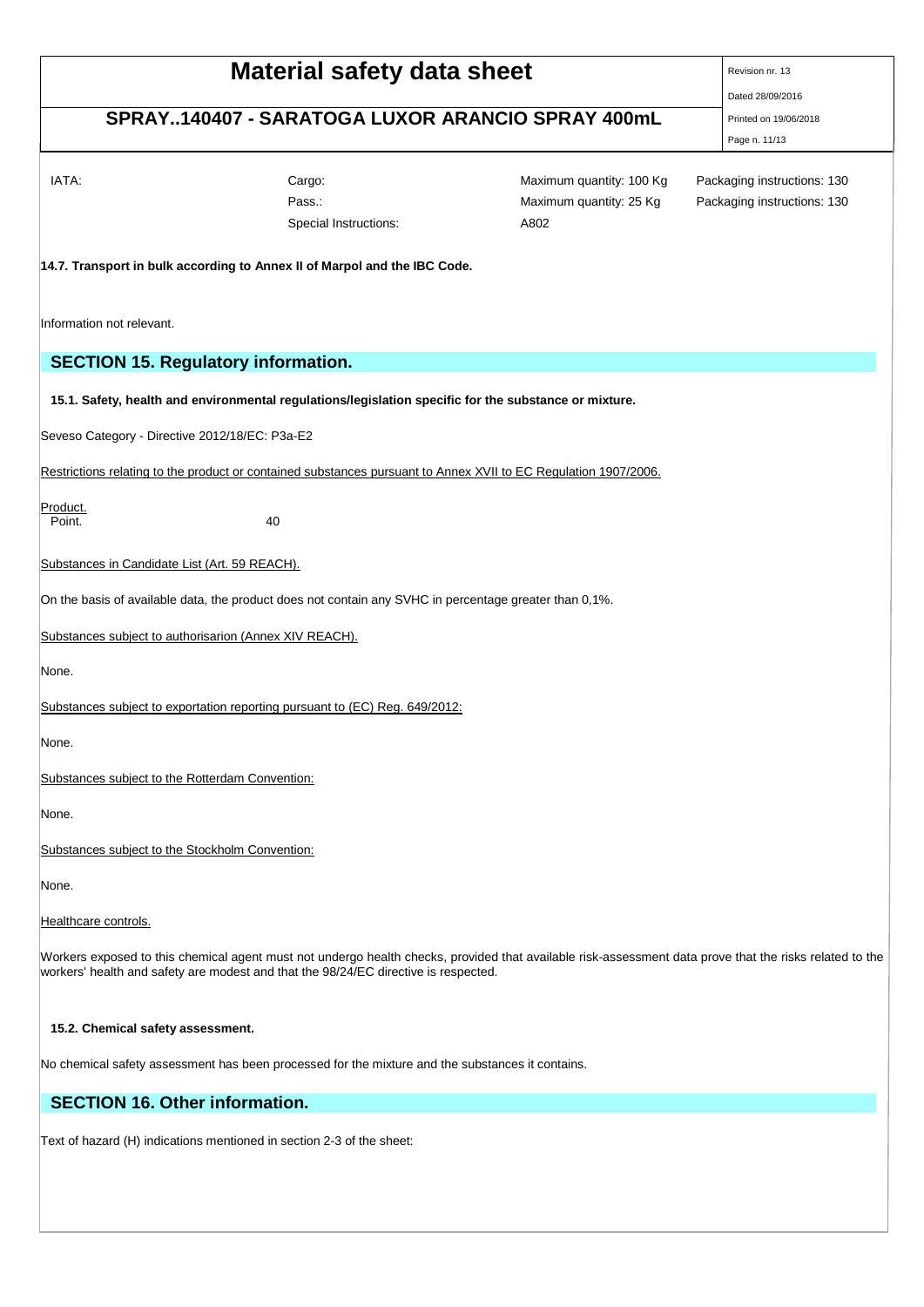| IATA: | Cargo: | Maximum quantity: 100 Kg | Packaging instructions: 130 |
| --- | --- | --- | --- |
| | Pass.: | Maximum quantity: 25 Kg | Packaging instructions: 130 |
| | Special Instructions: | A802 | |

**14.7. Transport in bulk according to Annex II of Marpol and the IBC Code.**

Information not relevant.

## SECTION 15. Regulatory information.

**15.1. Safety, health and environmental regulations/legislation specific for the substance or mixture.**

Seveso Category - Directive 2012/18/EC: P3a-E2

Restrictions relating to the product or contained substances pursuant to Annex XVII to EC Regulation 1907/2006.

Product.
Point. 40

Substances in Candidate List (Art. 59 REACH).

On the basis of available data, the product does not contain any SVHC in percentage greater than 0,1%.

Substances subject to authorisarion (Annex XIV REACH).

None.

Substances subject to exportation reporting pursuant to (EC) Reg. 649/2012:

None.

Substances subject to the Rotterdam Convention:

None.

Substances subject to the Stockholm Convention:

None.

Healthcare controls.

Workers exposed to this chemical agent must not undergo health checks, provided that available risk-assessment data prove that the risks related to the workers' health and safety are modest and that the 98/24/EC directive is respected.

**15.2. Chemical safety assessment.**

No chemical safety assessment has been processed for the mixture and the substances it contains.

## SECTION 16. Other information.

Text of hazard (H) indications mentioned in section 2-3 of the sheet: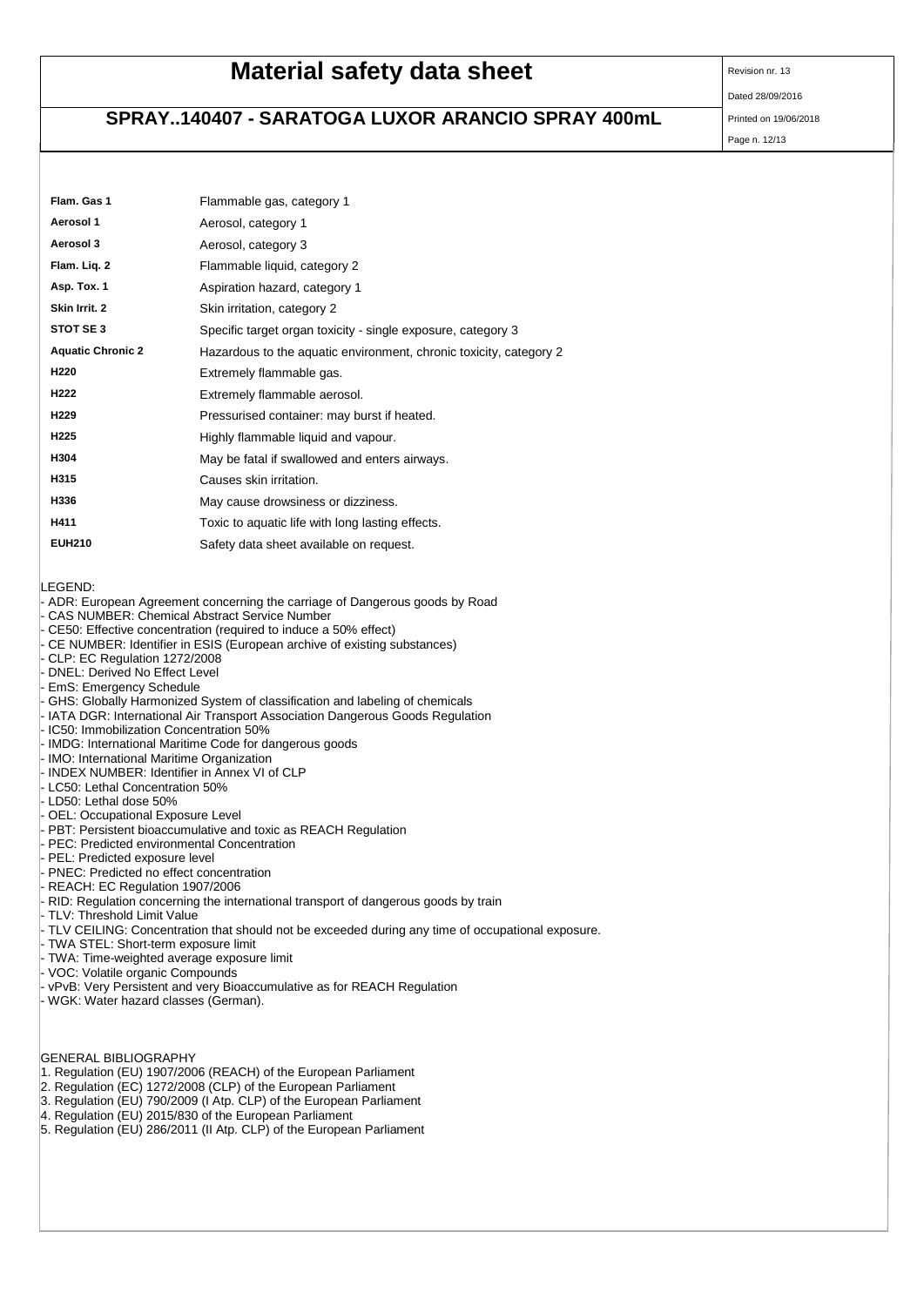| | |
|---|---|
| **Flam. Gas 1** | Flammable gas, category 1 |
| **Aerosol 1** | Aerosol, category 1 |
| **Aerosol 3** | Aerosol, category 3 |
| **Flam. Liq. 2** | Flammable liquid, category 2 |
| **Asp. Tox. 1** | Aspiration hazard, category 1 |
| **Skin Irrit. 2** | Skin irritation, category 2 |
| **STOT SE 3** | Specific target organ toxicity - single exposure, category 3 |
| **Aquatic Chronic 2** | Hazardous to the aquatic environment, chronic toxicity, category 2 |
| **H220** | Extremely flammable gas. |
| **H222** | Extremely flammable aerosol. |
| **H229** | Pressurised container: may burst if heated. |
| **H225** | Highly flammable liquid and vapour. |
| **H304** | May be fatal if swallowed and enters airways. |
| **H315** | Causes skin irritation. |
| **H336** | May cause drowsiness or dizziness. |
| **H411** | Toxic to aquatic life with long lasting effects. |
| **EUH210** | Safety data sheet available on request. |

LEGEND:

- ADR: European Agreement concerning the carriage of Dangerous goods by Road
- CAS NUMBER: Chemical Abstract Service Number
- CE50: Effective concentration (required to induce a 50% effect)
- CE NUMBER: Identifier in ESIS (European archive of existing substances)
- CLP: EC Regulation 1272/2008
- DNEL: Derived No Effect Level
- EmS: Emergency Schedule
- GHS: Globally Harmonized System of classification and labeling of chemicals
- IATA DGR: International Air Transport Association Dangerous Goods Regulation
- IC50: Immobilization Concentration 50%
- IMDG: International Maritime Code for dangerous goods
- IMO: International Maritime Organization
- INDEX NUMBER: Identifier in Annex VI of CLP
- LC50: Lethal Concentration 50%
- LD50: Lethal dose 50%
- OEL: Occupational Exposure Level
- PBT: Persistent bioaccumulative and toxic as REACH Regulation
- PEC: Predicted environmental Concentration
- PEL: Predicted exposure level
- PNEC: Predicted no effect concentration
- REACH: EC Regulation 1907/2006
- RID: Regulation concerning the international transport of dangerous goods by train
- TLV: Threshold Limit Value
- TLV CEILING: Concentration that should not be exceeded during any time of occupational exposure.
- TWA STEL: Short-term exposure limit
- TWA: Time-weighted average exposure limit
- VOC: Volatile organic Compounds
- vPvB: Very Persistent and very Bioaccumulative as for REACH Regulation
- WGK: Water hazard classes (German).

GENERAL BIBLIOGRAPHY

1. Regulation (EU) 1907/2006 (REACH) of the European Parliament
2. Regulation (EC) 1272/2008 (CLP) of the European Parliament
3. Regulation (EU) 790/2009 (I Atp. CLP) of the European Parliament
4. Regulation (EU) 2015/830 of the European Parliament
5. Regulation (EU) 286/2011 (II Atp. CLP) of the European Parliament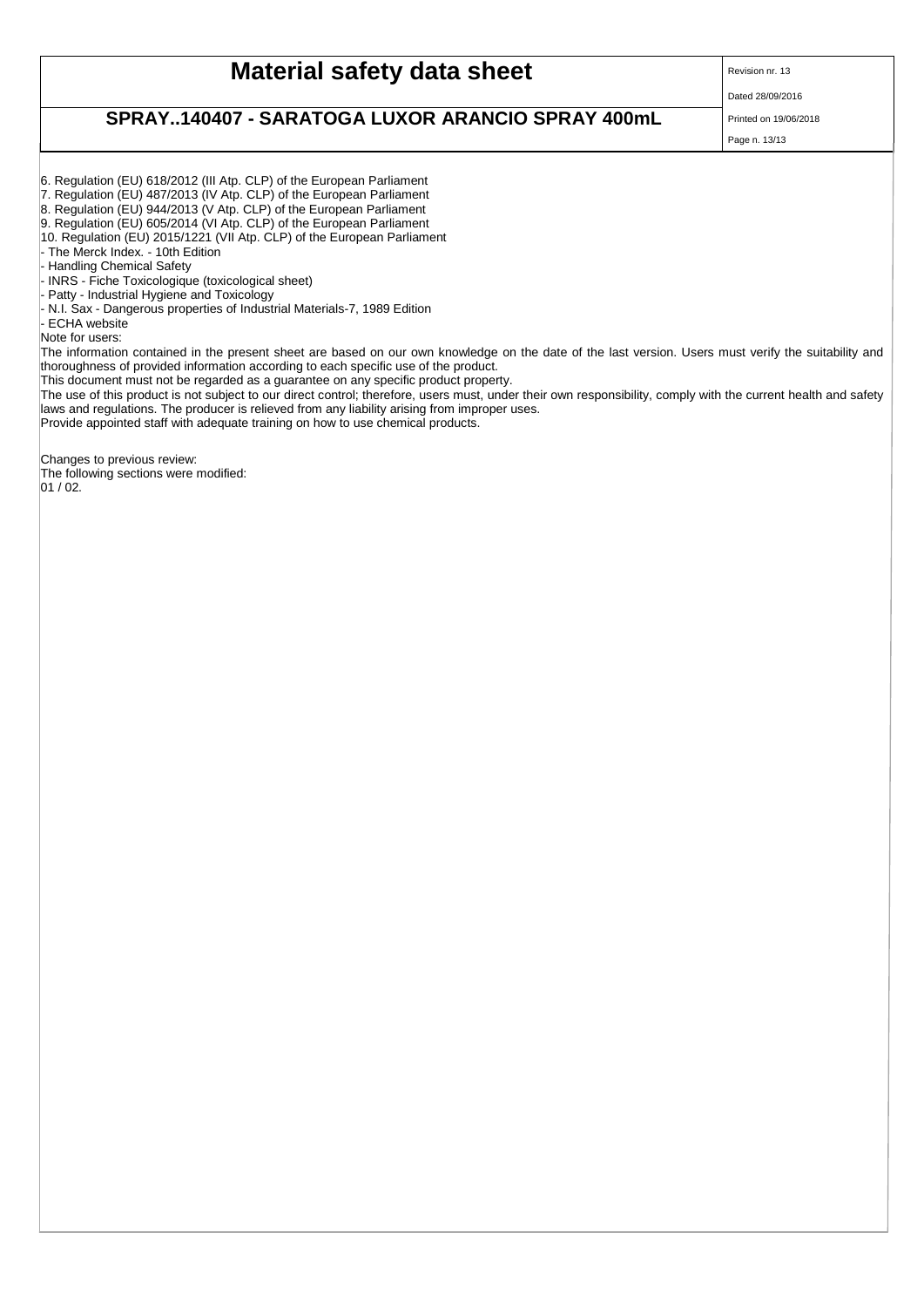6. Regulation (EU) 618/2012 (III Atp. CLP) of the European Parliament
7. Regulation (EU) 487/2013 (IV Atp. CLP) of the European Parliament
8. Regulation (EU) 944/2013 (V Atp. CLP) of the European Parliament
9. Regulation (EU) 605/2014 (VI Atp. CLP) of the European Parliament
10. Regulation (EU) 2015/1221 (VII Atp. CLP) of the European Parliament

- The Merck Index. - 10th Edition
- Handling Chemical Safety
- INRS - Fiche Toxicologique (toxicological sheet)
- Patty - Industrial Hygiene and Toxicology
- N.I. Sax - Dangerous properties of Industrial Materials-7, 1989 Edition
- ECHA website

Note for users:

The information contained in the present sheet are based on our own knowledge on the date of the last version. Users must verify the suitability and thoroughness of provided information according to each specific use of the product.

This document must not be regarded as a guarantee on any specific product property.

The use of this product is not subject to our direct control; therefore, users must, under their own responsibility, comply with the current health and safety laws and regulations. The producer is relieved from any liability arising from improper uses.

Provide appointed staff with adequate training on how to use chemical products.

Changes to previous review:

The following sections were modified:

01 / 02.